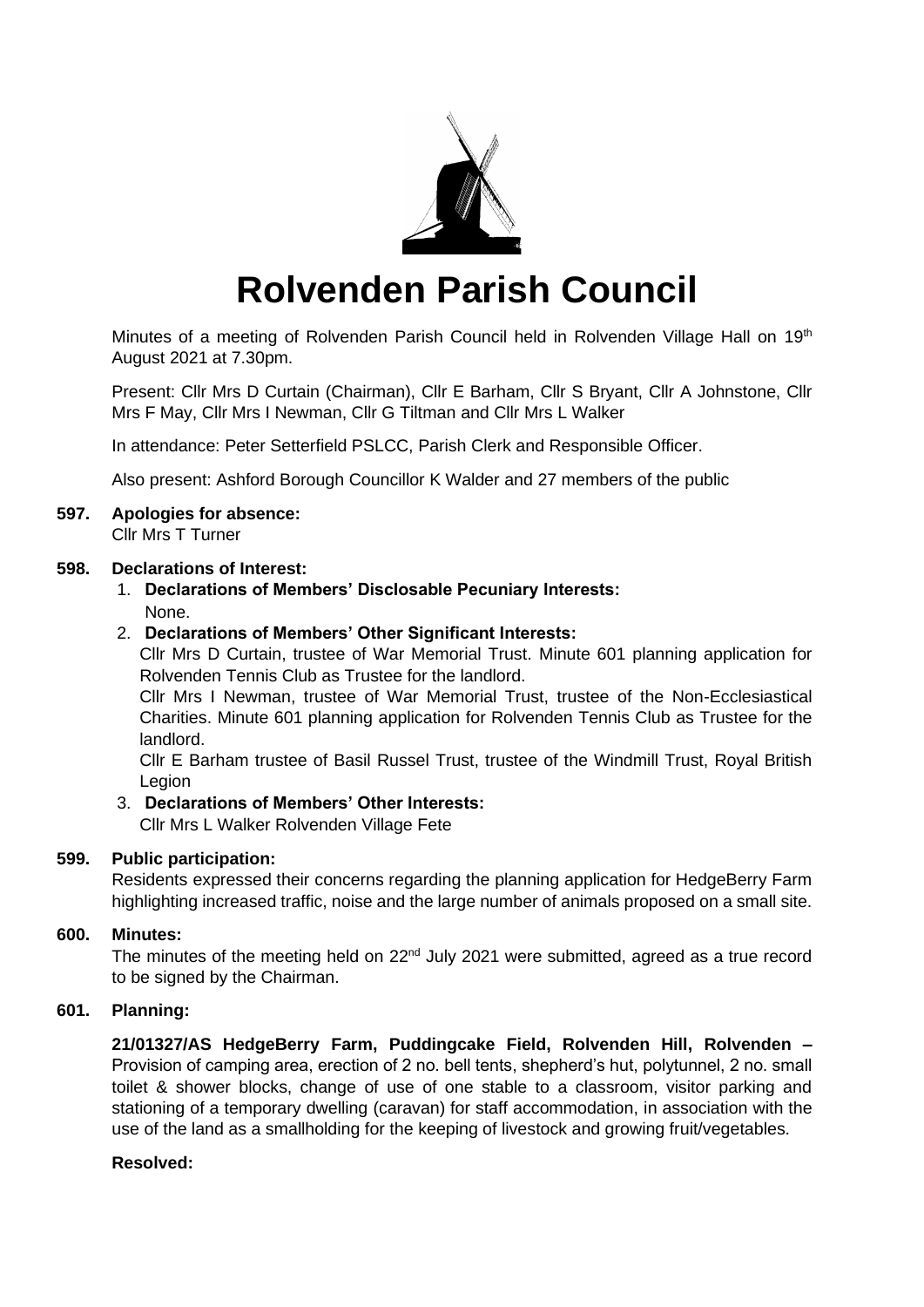# Rolvenden Parish Council

Minutes of a meeting of Rolvenden Parish Council held in Rolvenden Village Hall on 19th August 2021 at 7.30pm.

Present: Cllr Mrs D Curtain (Chairman), Cllr E Barham, Cllr S Bryant, Cllr A Johnstone, Cllr Mrs F May, Cllr Mrs I Newman, Cllr G Tiltman and Cllr Mrs L Walker

In attendance: Peter Setterfield PSLCC, Parish Clerk and Responsible Officer.

Also present: Ashford Borough Councillor K Walder and 27 members of the public

**597. Apologies for absence:**
Cllr Mrs T Turner

**598. Declarations of Interest:**

1. **Declarations of Members' Disclosable Pecuniary Interests:**
   None.
2. **Declarations of Members' Other Significant Interests:**
   Cllr Mrs D Curtain, trustee of War Memorial Trust. Minute 601 planning application for Rolvenden Tennis Club as Trustee for the landlord.
   Cllr Mrs I Newman, trustee of War Memorial Trust, trustee of the Non-Ecclesiastical Charities. Minute 601 planning application for Rolvenden Tennis Club as Trustee for the landlord.
   Cllr E Barham trustee of Basil Russel Trust, trustee of the Windmill Trust, Royal British Legion
3. **Declarations of Members' Other Interests:**
   Cllr Mrs L Walker Rolvenden Village Fete

**599. Public participation:**
Residents expressed their concerns regarding the planning application for HedgeBerry Farm highlighting increased traffic, noise and the large number of animals proposed on a small site.

**600. Minutes:**
The minutes of the meeting held on 22nd July 2021 were submitted, agreed as a true record to be signed by the Chairman.

**601. Planning:**

**21/01327/AS HedgeBerry Farm, Puddingcake Field, Rolvenden Hill, Rolvenden –** Provision of camping area, erection of 2 no. bell tents, shepherd's hut, polytunnel, 2 no. small toilet & shower blocks, change of use of one stable to a classroom, visitor parking and stationing of a temporary dwelling (caravan) for staff accommodation, in association with the use of the land as a smallholding for the keeping of livestock and growing fruit/vegetables.

**Resolved:**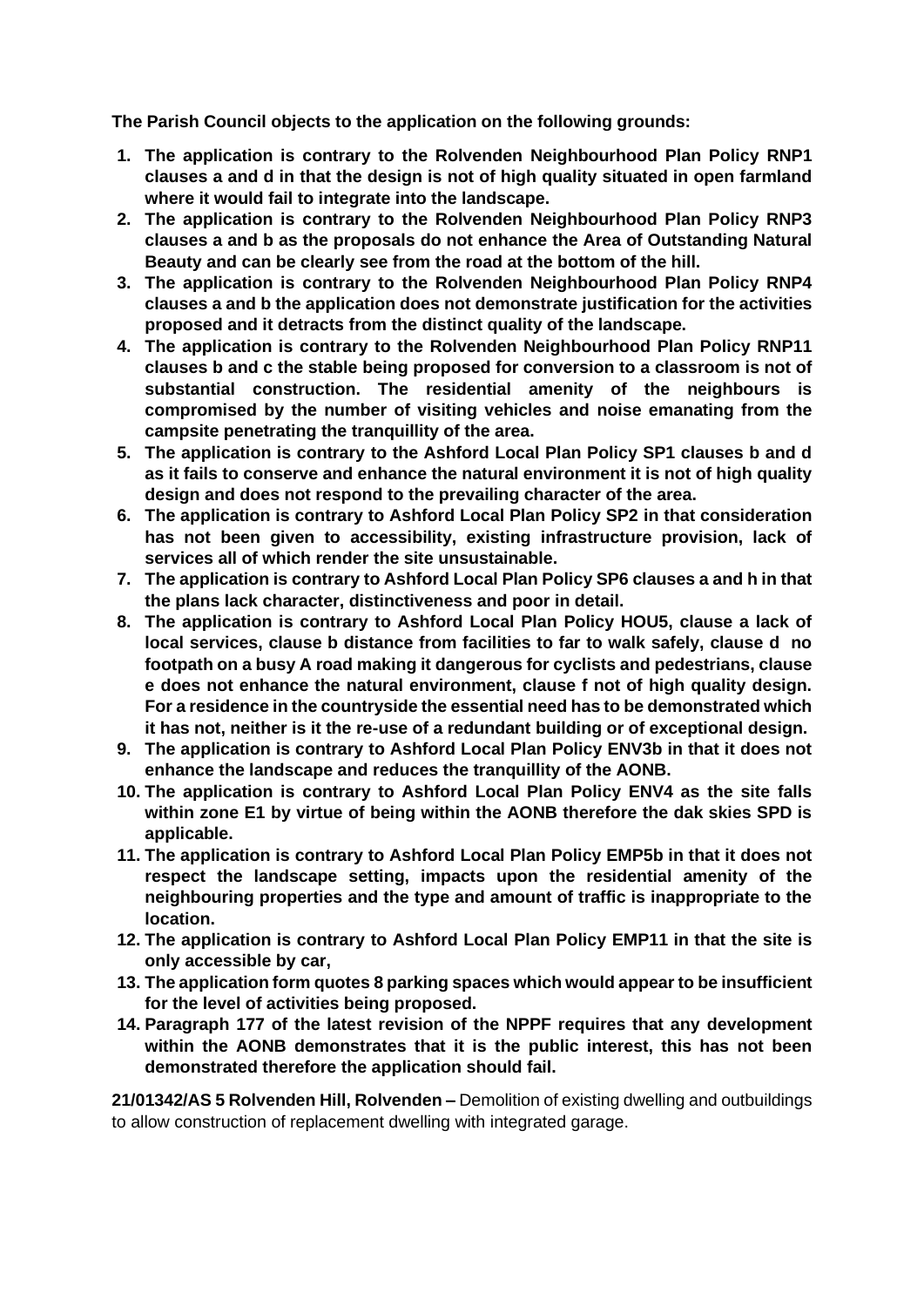**The Parish Council objects to the application on the following grounds:**

1. **The application is contrary to the Rolvenden Neighbourhood Plan Policy RNP1 clauses a and d in that the design is not of high quality situated in open farmland where it would fail to integrate into the landscape.**
2. **The application is contrary to the Rolvenden Neighbourhood Plan Policy RNP3 clauses a and b as the proposals do not enhance the Area of Outstanding Natural Beauty and can be clearly see from the road at the bottom of the hill.**
3. **The application is contrary to the Rolvenden Neighbourhood Plan Policy RNP4 clauses a and b the application does not demonstrate justification for the activities proposed and it detracts from the distinct quality of the landscape.**
4. **The application is contrary to the Rolvenden Neighbourhood Plan Policy RNP11 clauses b and c the stable being proposed for conversion to a classroom is not of substantial construction. The residential amenity of the neighbours is compromised by the number of visiting vehicles and noise emanating from the campsite penetrating the tranquillity of the area.**
5. **The application is contrary to the Ashford Local Plan Policy SP1 clauses b and d as it fails to conserve and enhance the natural environment it is not of high quality design and does not respond to the prevailing character of the area.**
6. **The application is contrary to Ashford Local Plan Policy SP2 in that consideration has not been given to accessibility, existing infrastructure provision, lack of services all of which render the site unsustainable.**
7. **The application is contrary to Ashford Local Plan Policy SP6 clauses a and h in that the plans lack character, distinctiveness and poor in detail.**
8. **The application is contrary to Ashford Local Plan Policy HOU5, clause a lack of local services, clause b distance from facilities to far to walk safely, clause d no footpath on a busy A road making it dangerous for cyclists and pedestrians, clause e does not enhance the natural environment, clause f not of high quality design. For a residence in the countryside the essential need has to be demonstrated which it has not, neither is it the re-use of a redundant building or of exceptional design.**
9. **The application is contrary to Ashford Local Plan Policy ENV3b in that it does not enhance the landscape and reduces the tranquillity of the AONB.**
10. **The application is contrary to Ashford Local Plan Policy ENV4 as the site falls within zone E1 by virtue of being within the AONB therefore the dak skies SPD is applicable.**
11. **The application is contrary to Ashford Local Plan Policy EMP5b in that it does not respect the landscape setting, impacts upon the residential amenity of the neighbouring properties and the type and amount of traffic is inappropriate to the location.**
12. **The application is contrary to Ashford Local Plan Policy EMP11 in that the site is only accessible by car,**
13. **The application form quotes 8 parking spaces which would appear to be insufficient for the level of activities being proposed.**
14. **Paragraph 177 of the latest revision of the NPPF requires that any development within the AONB demonstrates that it is the public interest, this has not been demonstrated therefore the application should fail.**

**21/01342/AS 5 Rolvenden Hill, Rolvenden –** Demolition of existing dwelling and outbuildings to allow construction of replacement dwelling with integrated garage.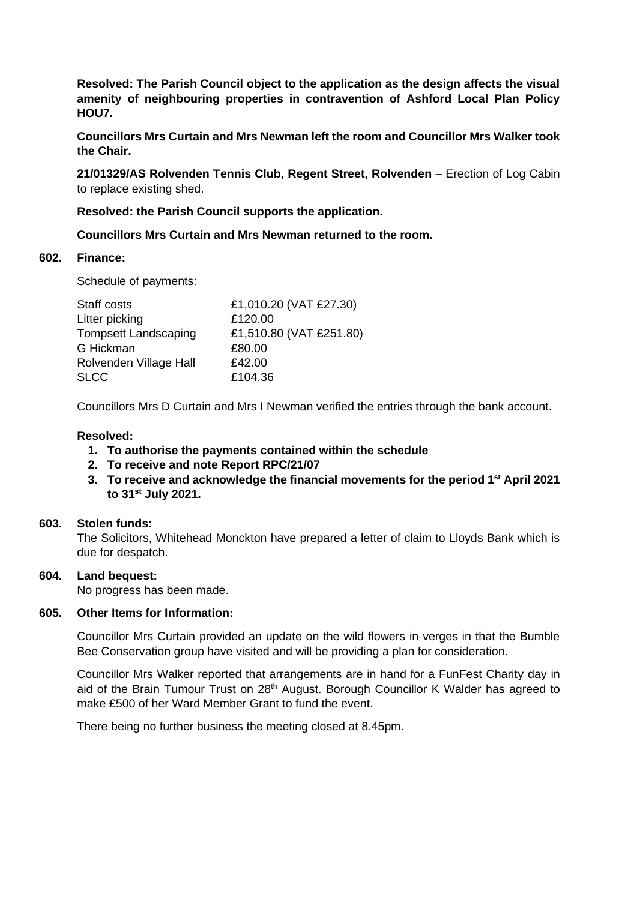**Resolved: The Parish Council object to the application as the design affects the visual amenity of neighbouring properties in contravention of Ashford Local Plan Policy HOU7.**

**Councillors Mrs Curtain and Mrs Newman left the room and Councillor Mrs Walker took the Chair.**

**21/01329/AS Rolvenden Tennis Club, Regent Street, Rolvenden** – Erection of Log Cabin to replace existing shed.

**Resolved: the Parish Council supports the application.**

**Councillors Mrs Curtain and Mrs Newman returned to the room.**

**602. Finance:**

Schedule of payments:

| | |
|---|---|
| Staff costs | £1,010.20 (VAT £27.30) |
| Litter picking | £120.00 |
| Tompsett Landscaping | £1,510.80 (VAT £251.80) |
| G Hickman | £80.00 |
| Rolvenden Village Hall | £42.00 |
| SLCC | £104.36 |

Councillors Mrs D Curtain and Mrs I Newman verified the entries through the bank account.

**Resolved:**

1. **To authorise the payments contained within the schedule**
2. **To receive and note Report RPC/21/07**
3. **To receive and acknowledge the financial movements for the period 1st April 2021 to 31st July 2021.**

**603. Stolen funds:**
The Solicitors, Whitehead Monckton have prepared a letter of claim to Lloyds Bank which is due for despatch.

**604. Land bequest:**
No progress has been made.

**605. Other Items for Information:**

Councillor Mrs Curtain provided an update on the wild flowers in verges in that the Bumble Bee Conservation group have visited and will be providing a plan for consideration.

Councillor Mrs Walker reported that arrangements are in hand for a FunFest Charity day in aid of the Brain Tumour Trust on 28th August. Borough Councillor K Walder has agreed to make £500 of her Ward Member Grant to fund the event.

There being no further business the meeting closed at 8.45pm.